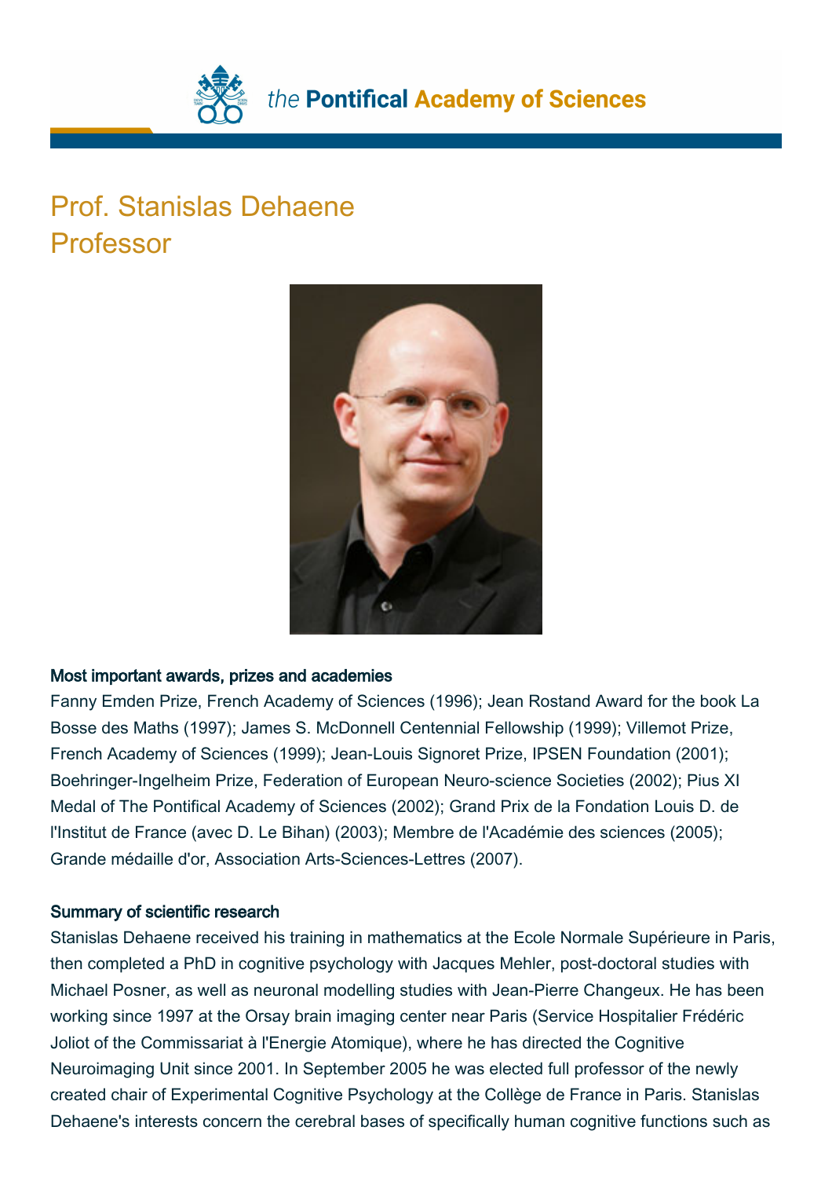# Prof. Stanislas Dehaene
## Professor

### Most important awards, prizes and academies

Fanny Emden Prize, French Academy of Sciences (1996); Jean Rostand Award for the book La Bosse des Maths (1997); James S. McDonnell Centennial Fellowship (1999); Villemot Prize, French Academy of Sciences (1999); Jean-Louis Signoret Prize, IPSEN Foundation (2001); Boehringer-Ingelheim Prize, Federation of European Neuro-science Societies (2002); Pius XI Medal of The Pontifical Academy of Sciences (2002); Grand Prix de la Fondation Louis D. de l'Institut de France (avec D. Le Bihan) (2003); Membre de l'Académie des sciences (2005); Grande médaille d'or, Association Arts-Sciences-Lettres (2007).

### Summary of scientific research

Stanislas Dehaene received his training in mathematics at the Ecole Normale Supérieure in Paris, then completed a PhD in cognitive psychology with Jacques Mehler, post-doctoral studies with Michael Posner, as well as neuronal modelling studies with Jean-Pierre Changeux. He has been working since 1997 at the Orsay brain imaging center near Paris (Service Hospitalier Frédéric Joliot of the Commissariat à l'Energie Atomique), where he has directed the Cognitive Neuroimaging Unit since 2001. In September 2005 he was elected full professor of the newly created chair of Experimental Cognitive Psychology at the Collège de France in Paris. Stanislas Dehaene's interests concern the cerebral bases of specifically human cognitive functions such as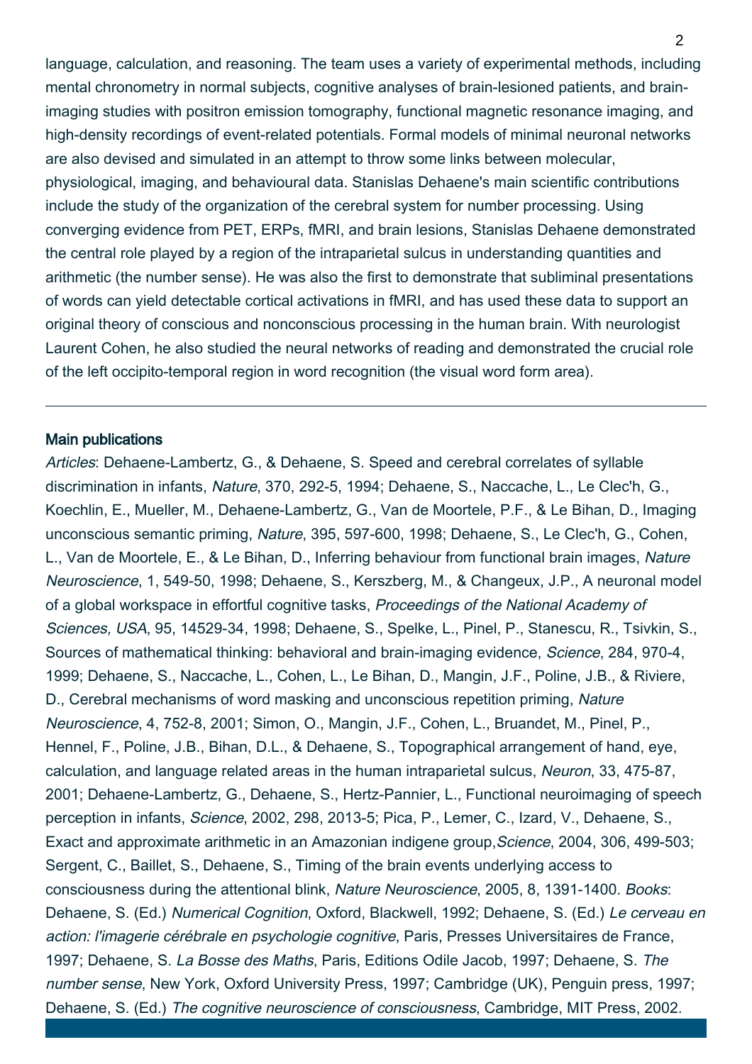language, calculation, and reasoning. The team uses a variety of experimental methods, including mental chronometry in normal subjects, cognitive analyses of brain-lesioned patients, and brain-imaging studies with positron emission tomography, functional magnetic resonance imaging, and high-density recordings of event-related potentials. Formal models of minimal neuronal networks are also devised and simulated in an attempt to throw some links between molecular, physiological, imaging, and behavioural data. Stanislas Dehaene's main scientific contributions include the study of the organization of the cerebral system for number processing. Using converging evidence from PET, ERPs, fMRI, and brain lesions, Stanislas Dehaene demonstrated the central role played by a region of the intraparietal sulcus in understanding quantities and arithmetic (the number sense). He was also the first to demonstrate that subliminal presentations of words can yield detectable cortical activations in fMRI, and has used these data to support an original theory of conscious and nonconscious processing in the human brain. With neurologist Laurent Cohen, he also studied the neural networks of reading and demonstrated the crucial role of the left occipito-temporal region in word recognition (the visual word form area).

---

**Main publications**

*Articles*: Dehaene-Lambertz, G., & Dehaene, S. Speed and cerebral correlates of syllable discrimination in infants, *Nature*, 370, 292-5, 1994; Dehaene, S., Naccache, L., Le Clec'h, G., Koechlin, E., Mueller, M., Dehaene-Lambertz, G., Van de Moortele, P.F., & Le Bihan, D., Imaging unconscious semantic priming, *Nature*, 395, 597-600, 1998; Dehaene, S., Le Clec'h, G., Cohen, L., Van de Moortele, E., & Le Bihan, D., Inferring behaviour from functional brain images, *Nature Neuroscience*, 1, 549-50, 1998; Dehaene, S., Kerszberg, M., & Changeux, J.P., A neuronal model of a global workspace in effortful cognitive tasks, *Proceedings of the National Academy of Sciences, USA*, 95, 14529-34, 1998; Dehaene, S., Spelke, L., Pinel, P., Stanescu, R., Tsivkin, S., Sources of mathematical thinking: behavioral and brain-imaging evidence, *Science*, 284, 970-4, 1999; Dehaene, S., Naccache, L., Cohen, L., Le Bihan, D., Mangin, J.F., Poline, J.B., & Riviere, D., Cerebral mechanisms of word masking and unconscious repetition priming, *Nature Neuroscience*, 4, 752-8, 2001; Simon, O., Mangin, J.F., Cohen, L., Bruandet, M., Pinel, P., Hennel, F., Poline, J.B., Bihan, D.L., & Dehaene, S., Topographical arrangement of hand, eye, calculation, and language related areas in the human intraparietal sulcus, *Neuron*, 33, 475-87, 2001; Dehaene-Lambertz, G., Dehaene, S., Hertz-Pannier, L., Functional neuroimaging of speech perception in infants, *Science*, 2002, 298, 2013-5; Pica, P., Lemer, C., Izard, V., Dehaene, S., Exact and approximate arithmetic in an Amazonian indigene group,*Science*, 2004, 306, 499-503; Sergent, C., Baillet, S., Dehaene, S., Timing of the brain events underlying access to consciousness during the attentional blink, *Nature Neuroscience*, 2005, 8, 1391-1400. *Books*: Dehaene, S. (Ed.) *Numerical Cognition*, Oxford, Blackwell, 1992; Dehaene, S. (Ed.) *Le cerveau en action: l'imagerie cérébrale en psychologie cognitive*, Paris, Presses Universitaires de France, 1997; Dehaene, S. *La Bosse des Maths*, Paris, Editions Odile Jacob, 1997; Dehaene, S. *The number sense*, New York, Oxford University Press, 1997; Cambridge (UK), Penguin press, 1997; Dehaene, S. (Ed.) *The cognitive neuroscience of consciousness*, Cambridge, MIT Press, 2002.